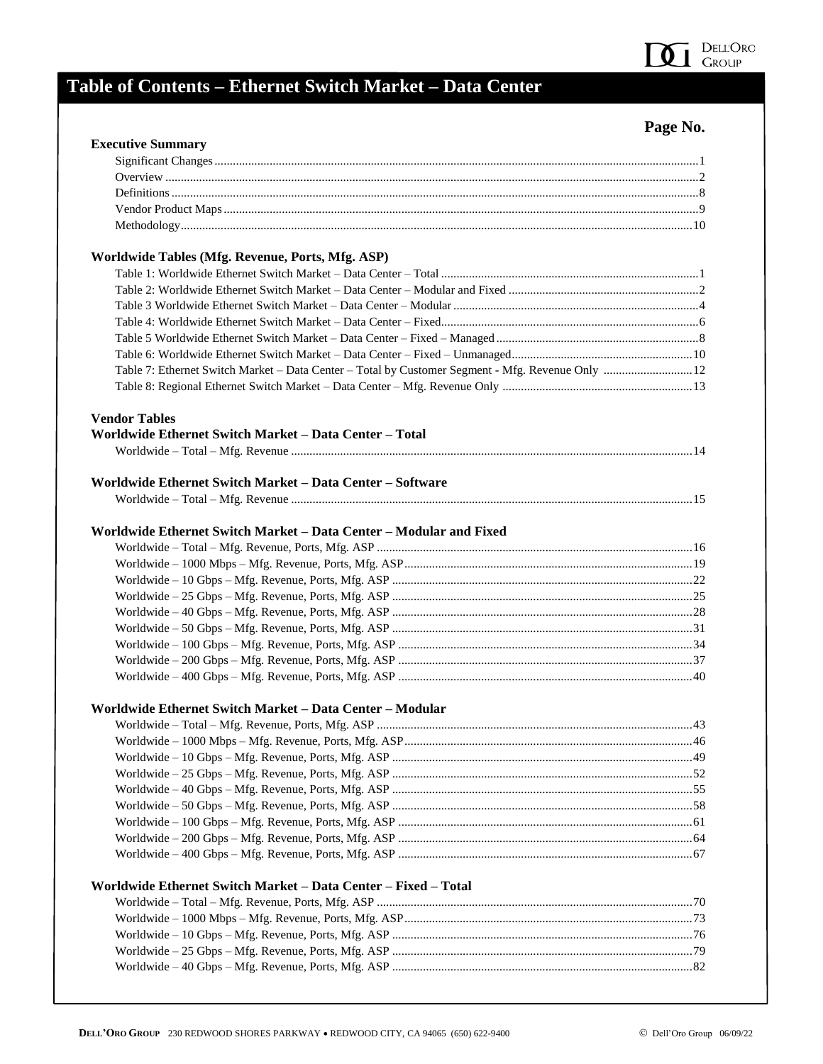# Table of Contents – Ethernet Switch Market – Data Center

**Page No.**

## Executive Summary

| | |
|---|---|
| Significant Changes | 1 |
| Overview | 2 |
| Definitions | 8 |
| Vendor Product Maps | 9 |
| Methodology | 10 |

## Worldwide Tables (Mfg. Revenue, Ports, Mfg. ASP)

| | |
|---|---|
| Table 1: Worldwide Ethernet Switch Market – Data Center – Total | 1 |
| Table 2: Worldwide Ethernet Switch Market – Data Center – Modular and Fixed | 2 |
| Table 3 Worldwide Ethernet Switch Market – Data Center – Modular | 4 |
| Table 4: Worldwide Ethernet Switch Market – Data Center – Fixed | 6 |
| Table 5 Worldwide Ethernet Switch Market – Data Center – Fixed – Managed | 8 |
| Table 6: Worldwide Ethernet Switch Market – Data Center – Fixed – Unmanaged | 10 |
| Table 7: Ethernet Switch Market – Data Center – Total by Customer Segment - Mfg. Revenue Only | 12 |
| Table 8: Regional Ethernet Switch Market – Data Center – Mfg. Revenue Only | 13 |

## Vendor Tables

### Worldwide Ethernet Switch Market – Data Center – Total

| | |
|---|---|
| Worldwide – Total – Mfg. Revenue | 14 |

### Worldwide Ethernet Switch Market – Data Center – Software

| | |
|---|---|
| Worldwide – Total – Mfg. Revenue | 15 |

### Worldwide Ethernet Switch Market – Data Center – Modular and Fixed

| | |
|---|---|
| Worldwide – Total – Mfg. Revenue, Ports, Mfg. ASP | 16 |
| Worldwide – 1000 Mbps – Mfg. Revenue, Ports, Mfg. ASP | 19 |
| Worldwide – 10 Gbps – Mfg. Revenue, Ports, Mfg. ASP | 22 |
| Worldwide – 25 Gbps – Mfg. Revenue, Ports, Mfg. ASP | 25 |
| Worldwide – 40 Gbps – Mfg. Revenue, Ports, Mfg. ASP | 28 |
| Worldwide – 50 Gbps – Mfg. Revenue, Ports, Mfg. ASP | 31 |
| Worldwide – 100 Gbps – Mfg. Revenue, Ports, Mfg. ASP | 34 |
| Worldwide – 200 Gbps – Mfg. Revenue, Ports, Mfg. ASP | 37 |
| Worldwide – 400 Gbps – Mfg. Revenue, Ports, Mfg. ASP | 40 |

### Worldwide Ethernet Switch Market – Data Center – Modular

| | |
|---|---|
| Worldwide – Total – Mfg. Revenue, Ports, Mfg. ASP | 43 |
| Worldwide – 1000 Mbps – Mfg. Revenue, Ports, Mfg. ASP | 46 |
| Worldwide – 10 Gbps – Mfg. Revenue, Ports, Mfg. ASP | 49 |
| Worldwide – 25 Gbps – Mfg. Revenue, Ports, Mfg. ASP | 52 |
| Worldwide – 40 Gbps – Mfg. Revenue, Ports, Mfg. ASP | 55 |
| Worldwide – 50 Gbps – Mfg. Revenue, Ports, Mfg. ASP | 58 |
| Worldwide – 100 Gbps – Mfg. Revenue, Ports, Mfg. ASP | 61 |
| Worldwide – 200 Gbps – Mfg. Revenue, Ports, Mfg. ASP | 64 |
| Worldwide – 400 Gbps – Mfg. Revenue, Ports, Mfg. ASP | 67 |

### Worldwide Ethernet Switch Market – Data Center – Fixed – Total

| | |
|---|---|
| Worldwide – Total – Mfg. Revenue, Ports, Mfg. ASP | 70 |
| Worldwide – 1000 Mbps – Mfg. Revenue, Ports, Mfg. ASP | 73 |
| Worldwide – 10 Gbps – Mfg. Revenue, Ports, Mfg. ASP | 76 |
| Worldwide – 25 Gbps – Mfg. Revenue, Ports, Mfg. ASP | 79 |
| Worldwide – 40 Gbps – Mfg. Revenue, Ports, Mfg. ASP | 82 |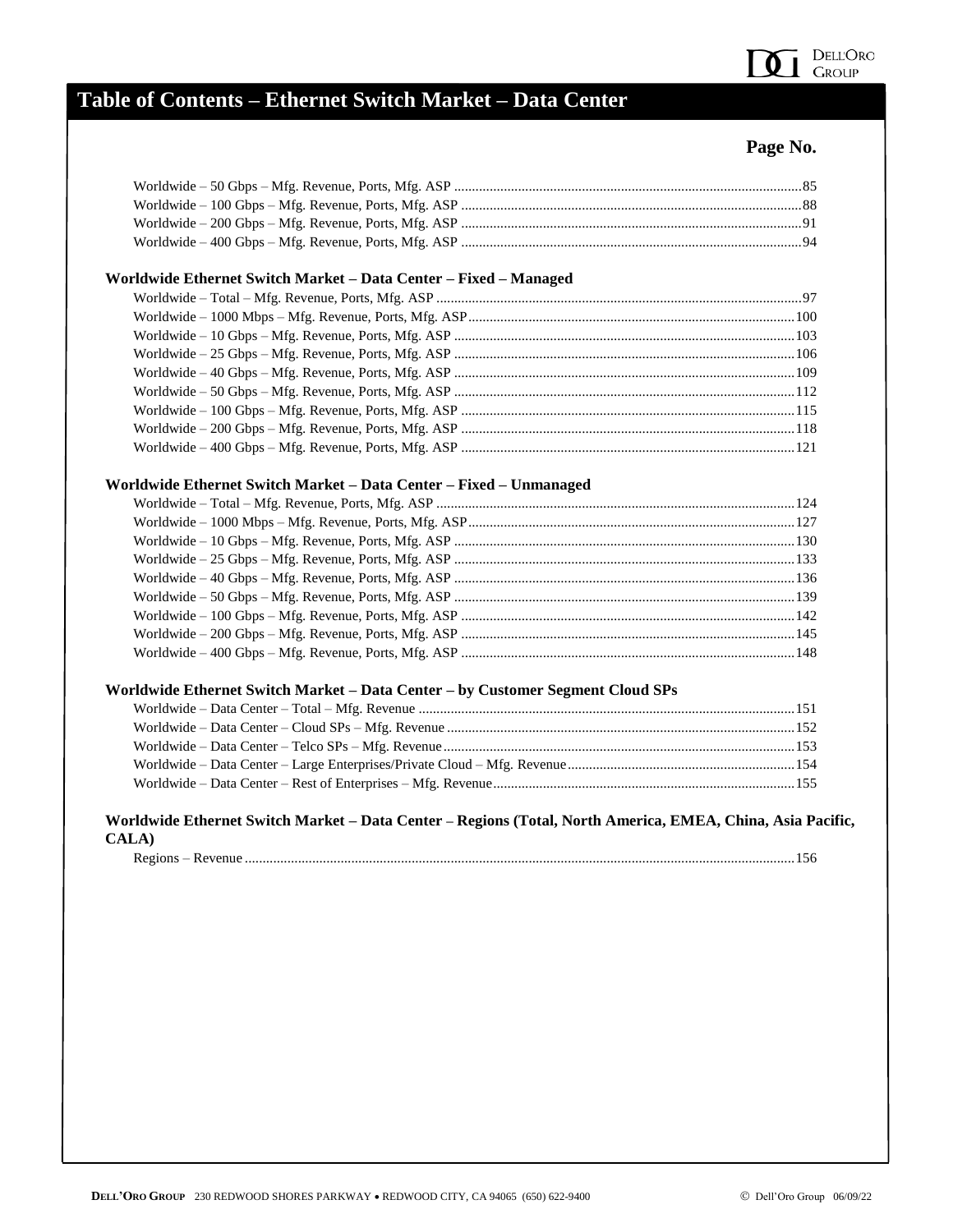# Table of Contents – Ethernet Switch Market – Data Center

**Page No.**

Worldwide – 50 Gbps – Mfg. Revenue, Ports, Mfg. ASP ....85
Worldwide – 100 Gbps – Mfg. Revenue, Ports, Mfg. ASP ....88
Worldwide – 200 Gbps – Mfg. Revenue, Ports, Mfg. ASP ....91
Worldwide – 400 Gbps – Mfg. Revenue, Ports, Mfg. ASP ....94

### Worldwide Ethernet Switch Market – Data Center – Fixed – Managed

Worldwide – Total – Mfg. Revenue, Ports, Mfg. ASP ....97
Worldwide – 1000 Mbps – Mfg. Revenue, Ports, Mfg. ASP ....100
Worldwide – 10 Gbps – Mfg. Revenue, Ports, Mfg. ASP ....103
Worldwide – 25 Gbps – Mfg. Revenue, Ports, Mfg. ASP ....106
Worldwide – 40 Gbps – Mfg. Revenue, Ports, Mfg. ASP ....109
Worldwide – 50 Gbps – Mfg. Revenue, Ports, Mfg. ASP ....112
Worldwide – 100 Gbps – Mfg. Revenue, Ports, Mfg. ASP ....115
Worldwide – 200 Gbps – Mfg. Revenue, Ports, Mfg. ASP ....118
Worldwide – 400 Gbps – Mfg. Revenue, Ports, Mfg. ASP ....121

### Worldwide Ethernet Switch Market – Data Center – Fixed – Unmanaged

Worldwide – Total – Mfg. Revenue, Ports, Mfg. ASP ....124
Worldwide – 1000 Mbps – Mfg. Revenue, Ports, Mfg. ASP ....127
Worldwide – 10 Gbps – Mfg. Revenue, Ports, Mfg. ASP ....130
Worldwide – 25 Gbps – Mfg. Revenue, Ports, Mfg. ASP ....133
Worldwide – 40 Gbps – Mfg. Revenue, Ports, Mfg. ASP ....136
Worldwide – 50 Gbps – Mfg. Revenue, Ports, Mfg. ASP ....139
Worldwide – 100 Gbps – Mfg. Revenue, Ports, Mfg. ASP ....142
Worldwide – 200 Gbps – Mfg. Revenue, Ports, Mfg. ASP ....145
Worldwide – 400 Gbps – Mfg. Revenue, Ports, Mfg. ASP ....148

### Worldwide Ethernet Switch Market – Data Center – by Customer Segment Cloud SPs

Worldwide – Data Center – Total – Mfg. Revenue ....151
Worldwide – Data Center – Cloud SPs – Mfg. Revenue ....152
Worldwide – Data Center – Telco SPs – Mfg. Revenue ....153
Worldwide – Data Center – Large Enterprises/Private Cloud – Mfg. Revenue ....154
Worldwide – Data Center – Rest of Enterprises – Mfg. Revenue ....155

### Worldwide Ethernet Switch Market – Data Center – Regions (Total, North America, EMEA, China, Asia Pacific, CALA)

Regions – Revenue ....156